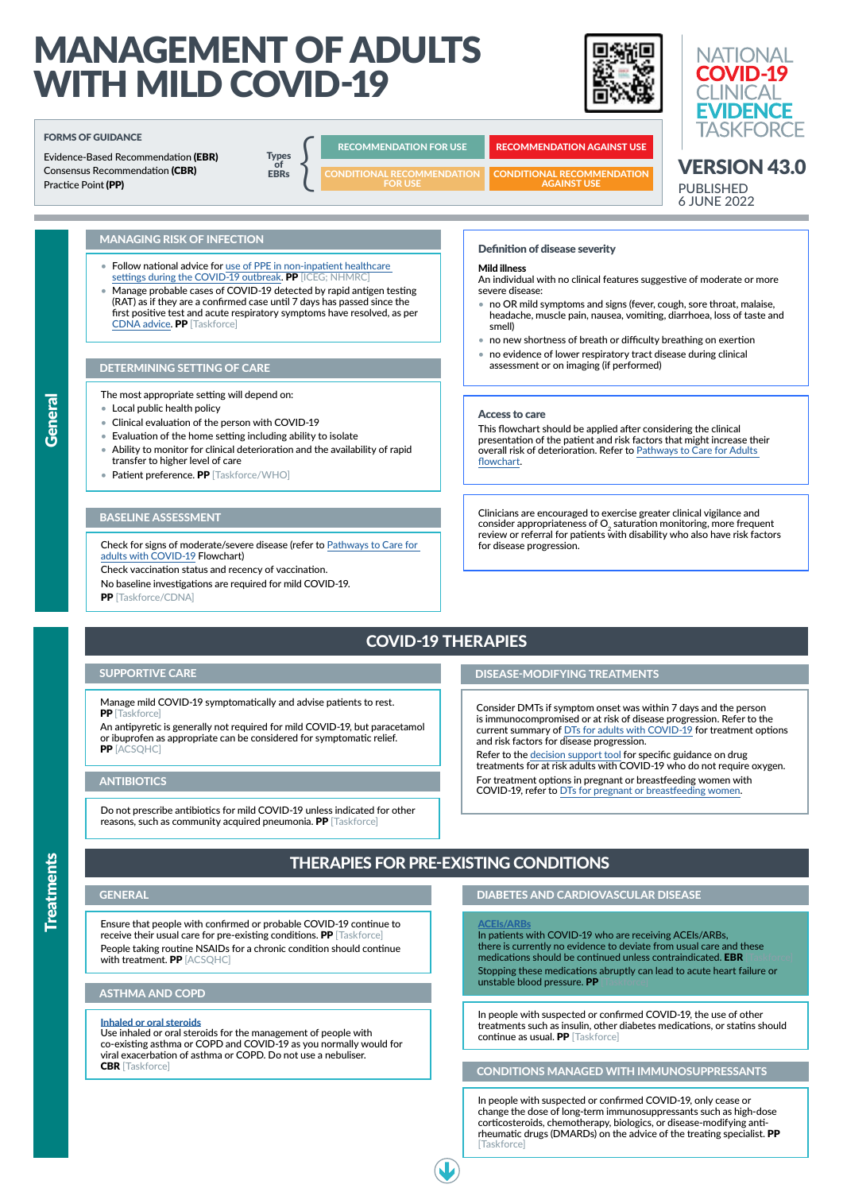# MANAGEMENT OF ADULTS WITH MILD COVID-19

NATIONAL COVID-19 CLINICAL EVIDENCE TASKFORCE

**VERSION 43.0**
PUBLISHED
6 JUNE 2022

**FORMS OF GUIDANCE**

Evidence-Based Recommendation **(EBR)**
Consensus Recommendation **(CBR)**
Practice Point **(PP)**

Types of EBRs:
- RECOMMENDATION FOR USE
- RECOMMENDATION AGAINST USE
- CONDITIONAL RECOMMENDATION FOR USE
- CONDITIONAL RECOMMENDATION AGAINST USE

## General

### MANAGING RISK OF INFECTION

- Follow national advice for use of PPE in non-inpatient healthcare settings during the COVID-19 outbreak. **PP** [ICEG; NHMRC]
- Manage probable cases of COVID-19 detected by rapid antigen testing (RAT) as if they are a confirmed case until 7 days has passed since the first positive test and acute respiratory symptoms have resolved, as per CDNA advice. **PP** [Taskforce]

### DETERMINING SETTING OF CARE

The most appropriate setting will depend on:

- Local public health policy
- Clinical evaluation of the person with COVID-19
- Evaluation of the home setting including ability to isolate
- Ability to monitor for clinical deterioration and the availability of rapid transfer to higher level of care
- Patient preference. **PP** [Taskforce/WHO]

### BASELINE ASSESSMENT

Check for signs of moderate/severe disease (refer to Pathways to Care for adults with COVID-19 Flowchart).

Check vaccination status and recency of vaccination.

No baseline investigations are required for mild COVID-19.

**PP** [Taskforce/CDNA]

### Definition of disease severity

**Mild illness**
An individual with no clinical features suggestive of moderate or more severe disease:

- no OR mild symptoms and signs (fever, cough, sore throat, malaise, headache, muscle pain, nausea, vomiting, diarrhoea, loss of taste and smell)
- no new shortness of breath or difficulty breathing on exertion
- no evidence of lower respiratory tract disease during clinical assessment or on imaging (if performed)

### Access to care

This flowchart should be applied after considering the clinical presentation of the patient and risk factors that might increase their overall risk of deterioration. Refer to Pathways to Care for Adults flowchart.

Clinicians are encouraged to exercise greater clinical vigilance and consider appropriateness of $O_2$ saturation monitoring, more frequent review or referral for patients with disability who also have risk factors for disease progression.

## Treatments

## COVID-19 THERAPIES

### SUPPORTIVE CARE

Manage mild COVID-19 symptomatically and advise patients to rest. **PP** [Taskforce]

An antipyretic is generally not required for mild COVID-19, but paracetamol or ibuprofen as appropriate can be considered for symptomatic relief. **PP** [ACSQHC]

### ANTIBIOTICS

Do not prescribe antibiotics for mild COVID-19 unless indicated for other reasons, such as community acquired pneumonia. **PP** [Taskforce]

### DISEASE-MODIFYING TREATMENTS

Consider DMTs if symptom onset was within 7 days and the person is immunocompromised or at risk of disease progression. Refer to the current summary of DTs for adults with COVID-19 for treatment options and risk factors for disease progression.

Refer to the decision support tool for specific guidance on drug treatments for at risk adults with COVID-19 who do not require oxygen.

For treatment options in pregnant or breastfeeding women with COVID-19, refer to DTs for pregnant or breastfeeding women.

## THERAPIES FOR PRE-EXISTING CONDITIONS

### GENERAL

Ensure that people with confirmed or probable COVID-19 continue to receive their usual care for pre-existing conditions. **PP** [Taskforce]

People taking routine NSAIDs for a chronic condition should continue with treatment. **PP** [ACSQHC]

### ASTHMA AND COPD

**Inhaled or oral steroids**
Use inhaled or oral steroids for the management of people with co-existing asthma or COPD and COVID-19 as you normally would for viral exacerbation of asthma or COPD. Do not use a nebuliser. **CBR** [Taskforce]

### DIABETES AND CARDIOVASCULAR DISEASE

**ACEIs/ARBs**
In patients with COVID-19 who are receiving ACEIs/ARBs, there is currently no evidence to deviate from usual care and these medications should be continued unless contraindicated. **EBR** [Taskforce]

Stopping these medications abruptly can lead to acute heart failure or unstable blood pressure. **PP** [Taskforce]

In people with suspected or confirmed COVID-19, the use of other treatments such as insulin, other diabetes medications, or statins should continue as usual. **PP** [Taskforce]

### CONDITIONS MANAGED WITH IMMUNOSUPPRESSANTS

In people with suspected or confirmed COVID-19, only cease or change the dose of long-term immunosuppressants such as high-dose corticosteroids, chemotherapy, biologics, or disease-modifying anti-rheumatic drugs (DMARDs) on the advice of the treating specialist. **PP** [Taskforce]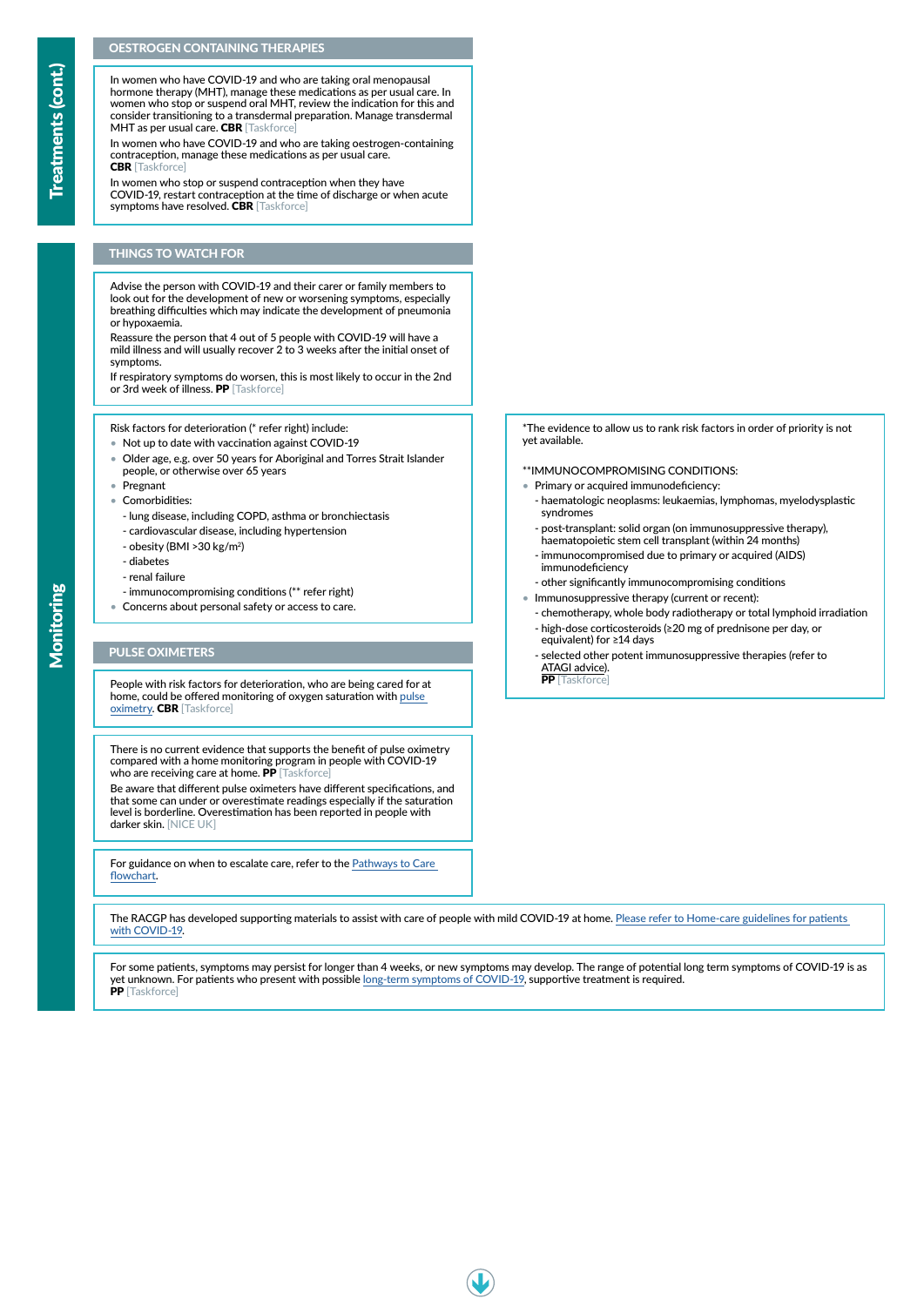## Treatments (cont.)

### OESTROGEN CONTAINING THERAPIES

In women who have COVID-19 and who are taking oral menopausal hormone therapy (MHT), manage these medications as per usual care. In women who stop or suspend oral MHT, review the indication for this and consider transitioning to a transdermal preparation. Manage transdermal MHT as per usual care. **CBR** [Taskforce]

In women who have COVID-19 and who are taking oestrogen-containing contraception, manage these medications as per usual care. **CBR** [Taskforce]

In women who stop or suspend contraception when they have COVID-19, restart contraception at the time of discharge or when acute symptoms have resolved. **CBR** [Taskforce]

## Monitoring

### THINGS TO WATCH FOR

Advise the person with COVID-19 and their carer or family members to look out for the development of new or worsening symptoms, especially breathing difficulties which may indicate the development of pneumonia or hypoxaemia.

Reassure the person that 4 out of 5 people with COVID-19 will have a mild illness and will usually recover 2 to 3 weeks after the initial onset of symptoms.

If respiratory symptoms do worsen, this is most likely to occur in the 2nd or 3rd week of illness. **PP** [Taskforce]

Risk factors for deterioration (* refer right) include:

- Not up to date with vaccination against COVID-19
- Older age, e.g. over 50 years for Aboriginal and Torres Strait Islander people, or otherwise over 65 years
- Pregnant
- Comorbidities:
  - lung disease, including COPD, asthma or bronchiectasis
  - cardiovascular disease, including hypertension
  - obesity (BMI >30 kg/m$^2$)
  - diabetes
  - renal failure
  - immunocompromising conditions (** refer right)
- Concerns about personal safety or access to care.

*The evidence to allow us to rank risk factors in order of priority is not yet available.

**IMMUNOCOMPROMISING CONDITIONS:

- Primary or acquired immunodeficiency:
  - haematologic neoplasms: leukaemias, lymphomas, myelodysplastic syndromes
  - post-transplant: solid organ (on immunosuppressive therapy), haematopoietic stem cell transplant (within 24 months)
  - immunocompromised due to primary or acquired (AIDS) immunodeficiency
  - other significantly immunocompromising conditions
- Immunosuppressive therapy (current or recent):
  - chemotherapy, whole body radiotherapy or total lymphoid irradiation
  - high-dose corticosteroids (≥20 mg of prednisone per day, or equivalent) for ≥14 days
  - selected other potent immunosuppressive therapies (refer to ATAGI advice).

**PP** [Taskforce]

### PULSE OXIMETERS

People with risk factors for deterioration, who are being cared for at home, could be offered monitoring of oxygen saturation with pulse oximetry. **CBR** [Taskforce]

There is no current evidence that supports the benefit of pulse oximetry compared with a home monitoring program in people with COVID-19 who are receiving care at home. **PP** [Taskforce]

Be aware that different pulse oximeters have different specifications, and that some can under or overestimate readings especially if the saturation level is borderline. Overestimation has been reported in people with darker skin. [NICE UK]

For guidance on when to escalate care, refer to the Pathways to Care flowchart.

The RACGP has developed supporting materials to assist with care of people with mild COVID-19 at home. Please refer to Home-care guidelines for patients with COVID-19.

For some patients, symptoms may persist for longer than 4 weeks, or new symptoms may develop. The range of potential long term symptoms of COVID-19 is as yet unknown. For patients who present with possible long-term symptoms of COVID-19, supportive treatment is required.
**PP** [Taskforce]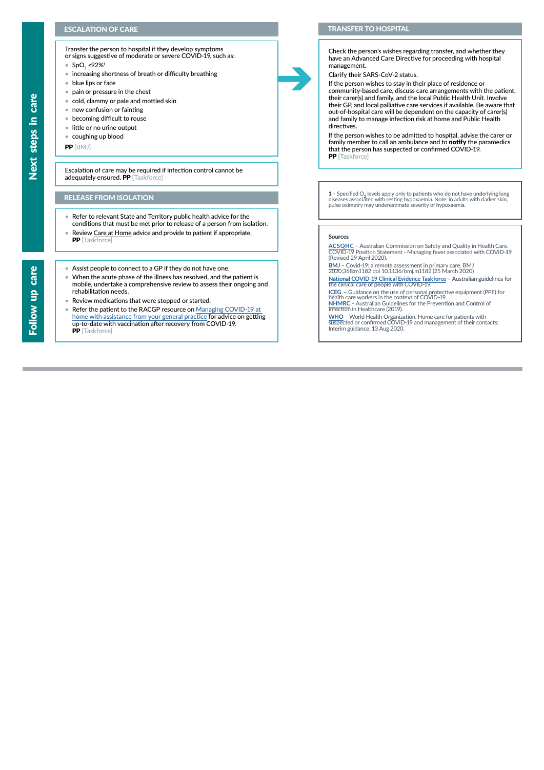# Next steps in care

## ESCALATION OF CARE

Transfer the person to hospital if they develop symptoms or signs suggestive of moderate or severe COVID-19, such as:

- $SpO_2$ ≤92%[1]
- increasing shortness of breath or difficulty breathing
- blue lips or face
- pain or pressure in the chest
- cold, clammy or pale and mottled skin
- new confusion or fainting
- becoming difficult to rouse
- little or no urine output
- coughing up blood

**PP** [BMJ]

Escalation of care may be required if infection control cannot be adequately ensured. **PP** [Taskforce]

## TRANSFER TO HOSPITAL

Check the person's wishes regarding transfer, and whether they have an Advanced Care Directive for proceeding with hospital management.

Clarify their SARS-CoV-2 status.

If the person wishes to stay in their place of residence or community-based care, discuss care arrangements with the patient, their carer(s) and family, and the local Public Health Unit. Involve their GP, and local palliative care services if available. Be aware that out-of-hospital care will be dependent on the capacity of carer(s) and family to manage infection risk at home and Public Health directives.

If the person wishes to be admitted to hospital, advise the carer or family member to call an ambulance and to **notify** the paramedics that the person has suspected or confirmed COVID-19.

**PP** [Taskforce]

## RELEASE FROM ISOLATION

- Refer to relevant State and Territory public health advice for the conditions that must be met prior to release of a person from isolation.
- Review Care at Home advice and provide to patient if appropriate.

**PP** [Taskforce]

# Follow up care

- Assist people to connect to a GP if they do not have one.
- When the acute phase of the illness has resolved, and the patient is mobile, undertake a comprehensive review to assess their ongoing and rehabilitation needs.
- Review medications that were stopped or started.
- Refer the patient to the RACGP resource on Managing COVID-19 at home with assistance from your general practice for advice on getting up-to-date with vaccination after recovery from COVID-19.

**PP** [Taskforce]

---

1 – Specified $O_2$ levels apply only to patients who do not have underlying lung diseases associated with resting hypoxaemia. Note: in adults with darker skin, pulse oximetry may underestimate severity of hypoxaemia.

### Sources

ACSQHC – Australian Commission on Safety and Quality in Health Care. COVID-19 Position Statement - Managing fever associated with COVID-19 (Revised 29 April 2020).

BMJ – Covid-19: a remote assessment in primary care. BMJ 2020;368:m1182 doi 10.1136/bmj.m1182 (25 March 2020)

National COVID-19 Clinical Evidence Taskforce – Australian guidelines for the clinical care of people with COVID-19.

ICEG – Guidance on the use of personal protective equipment (PPE) for health care workers in the context of COVID-19.

NHMRC – Australian Guidelines for the Prevention and Control of Infection in Healthcare (2019).

WHO – World Health Organization. Home care for patients with suspected or confirmed COVID-19 and management of their contacts: Interim guidance. 13 Aug 2020.